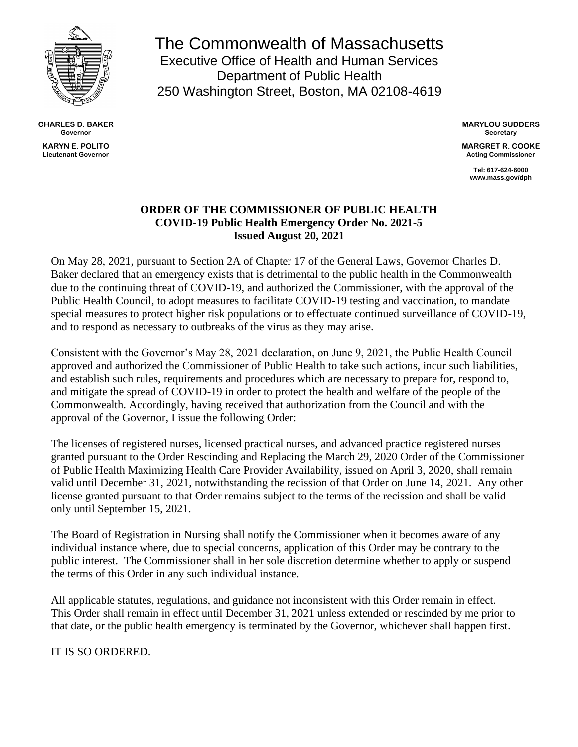# The Commonwealth of Massachusetts

Executive Office of Health and Human Services
Department of Public Health
250 Washington Street, Boston, MA 02108-4619

**CHARLES D. BAKER**
**Governor**

**KARYN E. POLITO**
**Lieutenant Governor**

**MARYLOU SUDDERS**
**Secretary**

**MARGRET R. COOKE**
**Acting Commissioner**

**Tel: 617-624-6000**
**www.mass.gov/dph**

## ORDER OF THE COMMISSIONER OF PUBLIC HEALTH
## COVID-19 Public Health Emergency Order No. 2021-5
## Issued August 20, 2021

On May 28, 2021, pursuant to Section 2A of Chapter 17 of the General Laws, Governor Charles D. Baker declared that an emergency exists that is detrimental to the public health in the Commonwealth due to the continuing threat of COVID-19, and authorized the Commissioner, with the approval of the Public Health Council, to adopt measures to facilitate COVID-19 testing and vaccination, to mandate special measures to protect higher risk populations or to effectuate continued surveillance of COVID-19, and to respond as necessary to outbreaks of the virus as they may arise.

Consistent with the Governor's May 28, 2021 declaration, on June 9, 2021, the Public Health Council approved and authorized the Commissioner of Public Health to take such actions, incur such liabilities, and establish such rules, requirements and procedures which are necessary to prepare for, respond to, and mitigate the spread of COVID-19 in order to protect the health and welfare of the people of the Commonwealth. Accordingly, having received that authorization from the Council and with the approval of the Governor, I issue the following Order:

The licenses of registered nurses, licensed practical nurses, and advanced practice registered nurses granted pursuant to the Order Rescinding and Replacing the March 29, 2020 Order of the Commissioner of Public Health Maximizing Health Care Provider Availability, issued on April 3, 2020, shall remain valid until December 31, 2021, notwithstanding the recission of that Order on June 14, 2021. Any other license granted pursuant to that Order remains subject to the terms of the recission and shall be valid only until September 15, 2021.

The Board of Registration in Nursing shall notify the Commissioner when it becomes aware of any individual instance where, due to special concerns, application of this Order may be contrary to the public interest. The Commissioner shall in her sole discretion determine whether to apply or suspend the terms of this Order in any such individual instance.

All applicable statutes, regulations, and guidance not inconsistent with this Order remain in effect. This Order shall remain in effect until December 31, 2021 unless extended or rescinded by me prior to that date, or the public health emergency is terminated by the Governor, whichever shall happen first.

IT IS SO ORDERED.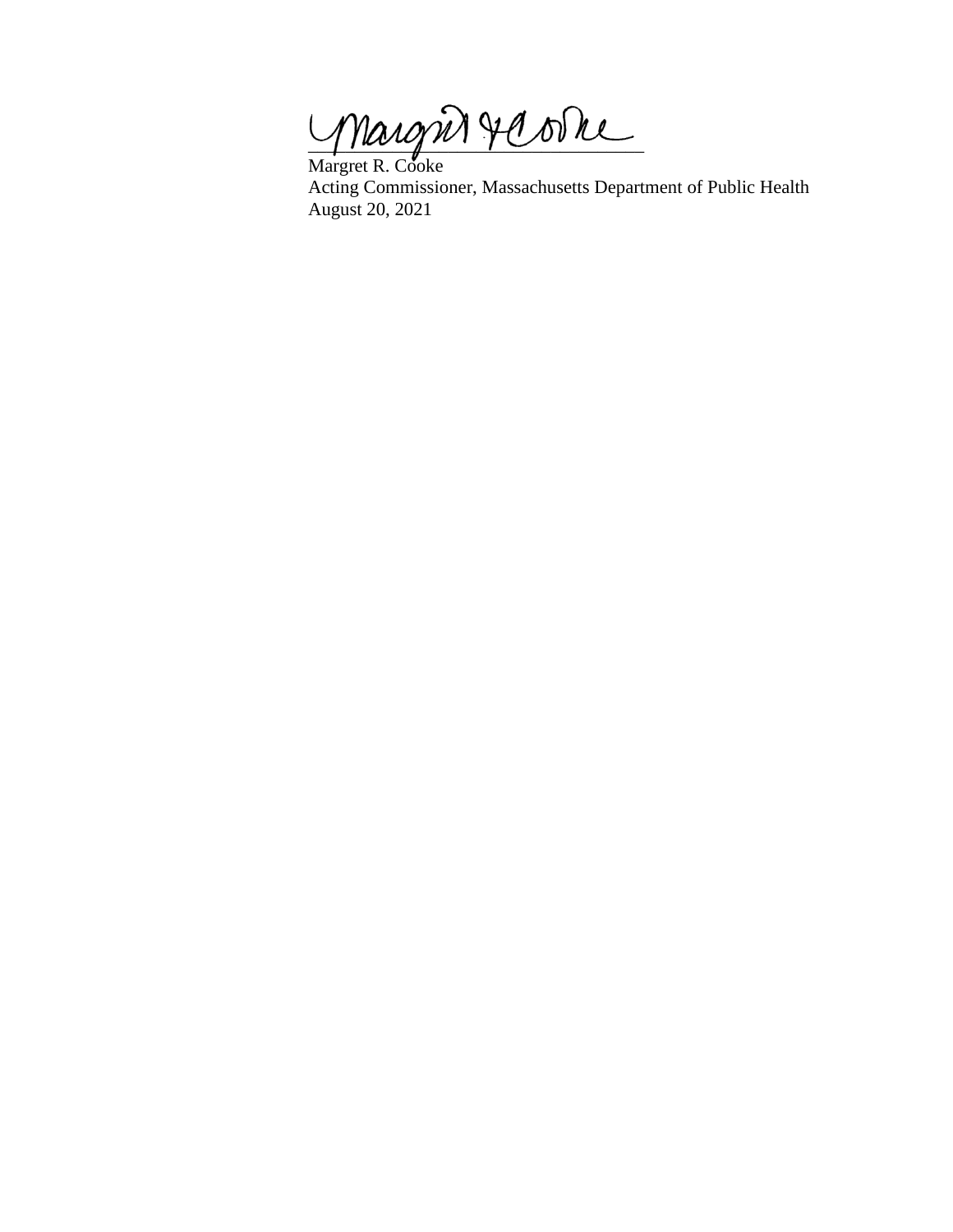\_\_\_\_\_\_\_\_\_\_\_\_\_\_\_\_\_\_\_\_\_\_\_\_\_\_\_\_\_\_\_\_

Margret R. Cooke
Acting Commissioner, Massachusetts Department of Public Health
August 20, 2021